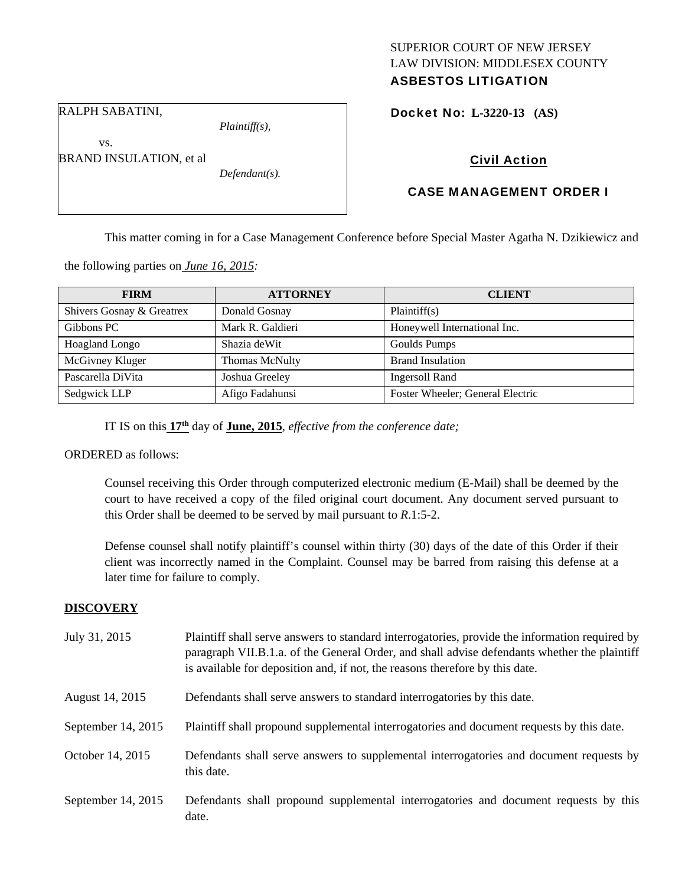SUPERIOR COURT OF NEW JERSEY
LAW DIVISION: MIDDLESEX COUNTY
**ASBESTOS LITIGATION**

RALPH SABATINI,
*Plaintiff(s),*
vs.
BRAND INSULATION, et al
*Defendant(s).*

**Docket No: L-3220-13 (AS)**

**Civil Action**

**CASE MANAGEMENT ORDER I**

This matter coming in for a Case Management Conference before Special Master Agatha N. Dzikiewicz and the following parties on *June 16, 2015:*

| FIRM | ATTORNEY | CLIENT |
|---|---|---|
| Shivers Gosnay & Greatrex | Donald Gosnay | Plaintiff(s) |
| Gibbons PC | Mark R. Galdieri | Honeywell International Inc. |
| Hoagland Longo | Shazia deWit | Goulds Pumps |
| McGivney Kluger | Thomas McNulty | Brand Insulation |
| Pascarella DiVita | Joshua Greeley | Ingersoll Rand |
| Sedgwick LLP | Afigo Fadahunsi | Foster Wheeler; General Electric |

IT IS on this **17th** day of **June, 2015**, *effective from the conference date;*

ORDERED as follows:

Counsel receiving this Order through computerized electronic medium (E-Mail) shall be deemed by the court to have received a copy of the filed original court document. Any document served pursuant to this Order shall be deemed to be served by mail pursuant to *R*.1:5-2.

Defense counsel shall notify plaintiff's counsel within thirty (30) days of the date of this Order if their client was incorrectly named in the Complaint. Counsel may be barred from raising this defense at a later time for failure to comply.

**DISCOVERY**

| | |
|---|---|
| July 31, 2015 | Plaintiff shall serve answers to standard interrogatories, provide the information required by paragraph VII.B.1.a. of the General Order, and shall advise defendants whether the plaintiff is available for deposition and, if not, the reasons therefore by this date. |
| August 14, 2015 | Defendants shall serve answers to standard interrogatories by this date. |
| September 14, 2015 | Plaintiff shall propound supplemental interrogatories and document requests by this date. |
| October 14, 2015 | Defendants shall serve answers to supplemental interrogatories and document requests by this date. |
| September 14, 2015 | Defendants shall propound supplemental interrogatories and document requests by this date. |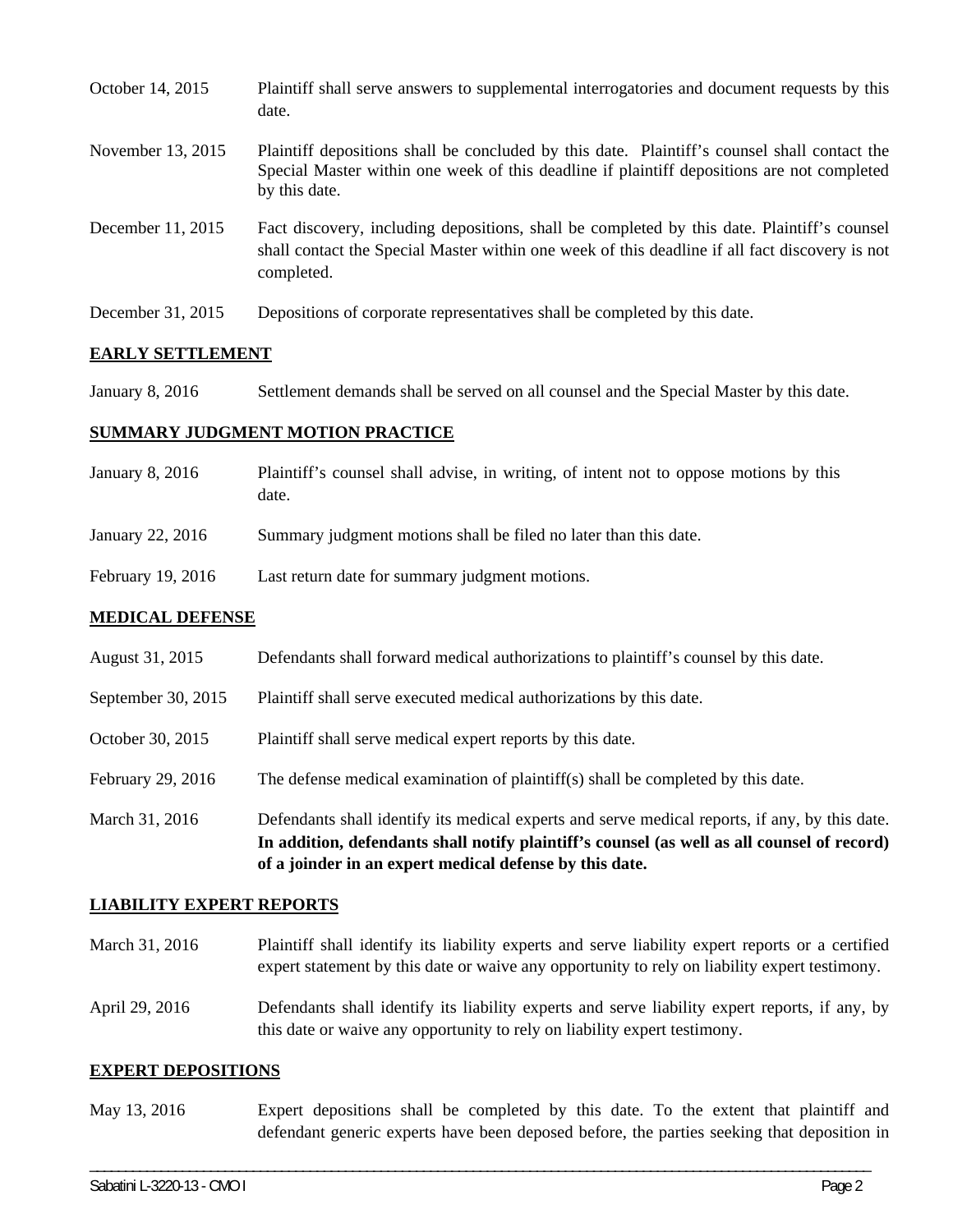| | |
|---|---|
| October 14, 2015 | Plaintiff shall serve answers to supplemental interrogatories and document requests by this date. |
| November 13, 2015 | Plaintiff depositions shall be concluded by this date. Plaintiff's counsel shall contact the Special Master within one week of this deadline if plaintiff depositions are not completed by this date. |
| December 11, 2015 | Fact discovery, including depositions, shall be completed by this date. Plaintiff's counsel shall contact the Special Master within one week of this deadline if all fact discovery is not completed. |
| December 31, 2015 | Depositions of corporate representatives shall be completed by this date. |

## EARLY SETTLEMENT

| | |
|---|---|
| January 8, 2016 | Settlement demands shall be served on all counsel and the Special Master by this date. |

## SUMMARY JUDGMENT MOTION PRACTICE

| | |
|---|---|
| January 8, 2016 | Plaintiff's counsel shall advise, in writing, of intent not to oppose motions by this date. |
| January 22, 2016 | Summary judgment motions shall be filed no later than this date. |
| February 19, 2016 | Last return date for summary judgment motions. |

## MEDICAL DEFENSE

| | |
|---|---|
| August 31, 2015 | Defendants shall forward medical authorizations to plaintiff's counsel by this date. |
| September 30, 2015 | Plaintiff shall serve executed medical authorizations by this date. |
| October 30, 2015 | Plaintiff shall serve medical expert reports by this date. |
| February 29, 2016 | The defense medical examination of plaintiff(s) shall be completed by this date. |
| March 31, 2016 | Defendants shall identify its medical experts and serve medical reports, if any, by this date. **In addition, defendants shall notify plaintiff's counsel (as well as all counsel of record) of a joinder in an expert medical defense by this date.** |

## LIABILITY EXPERT REPORTS

| | |
|---|---|
| March 31, 2016 | Plaintiff shall identify its liability experts and serve liability expert reports or a certified expert statement by this date or waive any opportunity to rely on liability expert testimony. |
| April 29, 2016 | Defendants shall identify its liability experts and serve liability expert reports, if any, by this date or waive any opportunity to rely on liability expert testimony. |

## EXPERT DEPOSITIONS

| | |
|---|---|
| May 13, 2016 | Expert depositions shall be completed by this date. To the extent that plaintiff and defendant generic experts have been deposed before, the parties seeking that deposition in |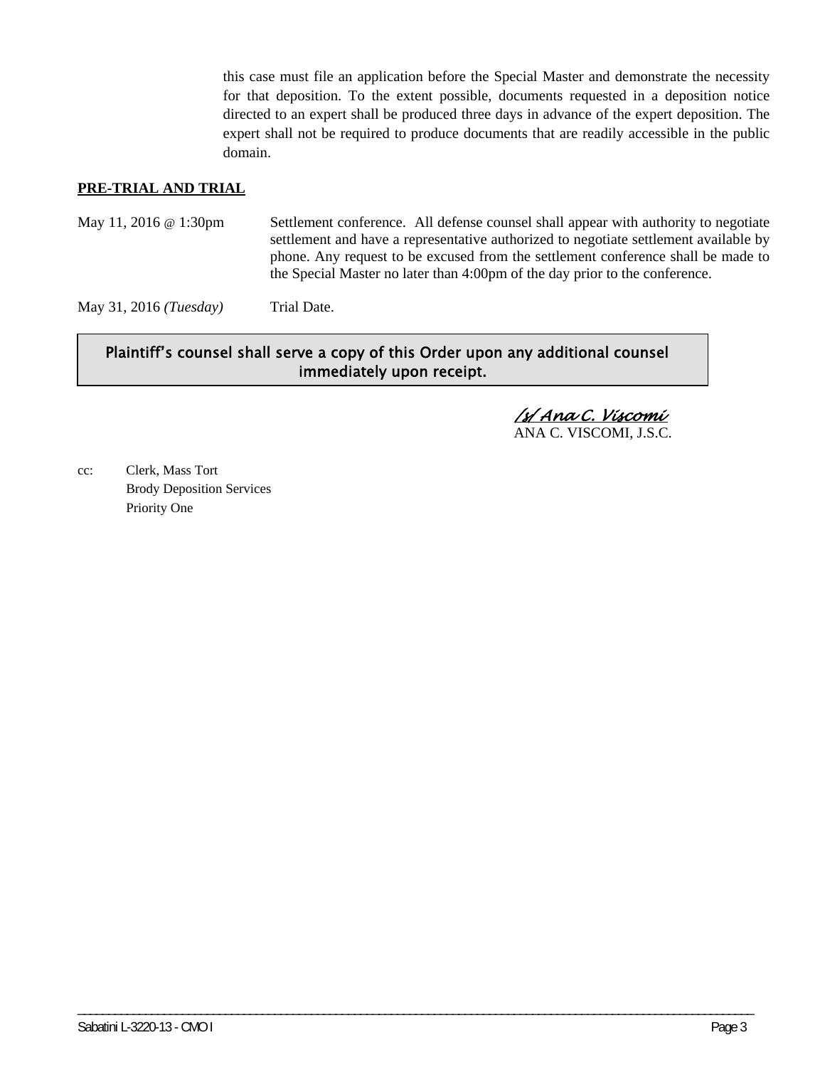this case must file an application before the Special Master and demonstrate the necessity for that deposition. To the extent possible, documents requested in a deposition notice directed to an expert shall be produced three days in advance of the expert deposition. The expert shall not be required to produce documents that are readily accessible in the public domain.

**PRE-TRIAL AND TRIAL**

| | |
|---|---|
| May 11, 2016 @ 1:30pm | Settlement conference. All defense counsel shall appear with authority to negotiate settlement and have a representative authorized to negotiate settlement available by phone. Any request to be excused from the settlement conference shall be made to the Special Master no later than 4:00pm of the day prior to the conference. |
| May 31, 2016 *(Tuesday)* | Trial Date. |

**Plaintiff's counsel shall serve a copy of this Order upon any additional counsel immediately upon receipt.**

*/s/ Ana C. Viscomi*
ANA C. VISCOMI, J.S.C.

cc: Clerk, Mass Tort
Brody Deposition Services
Priority One